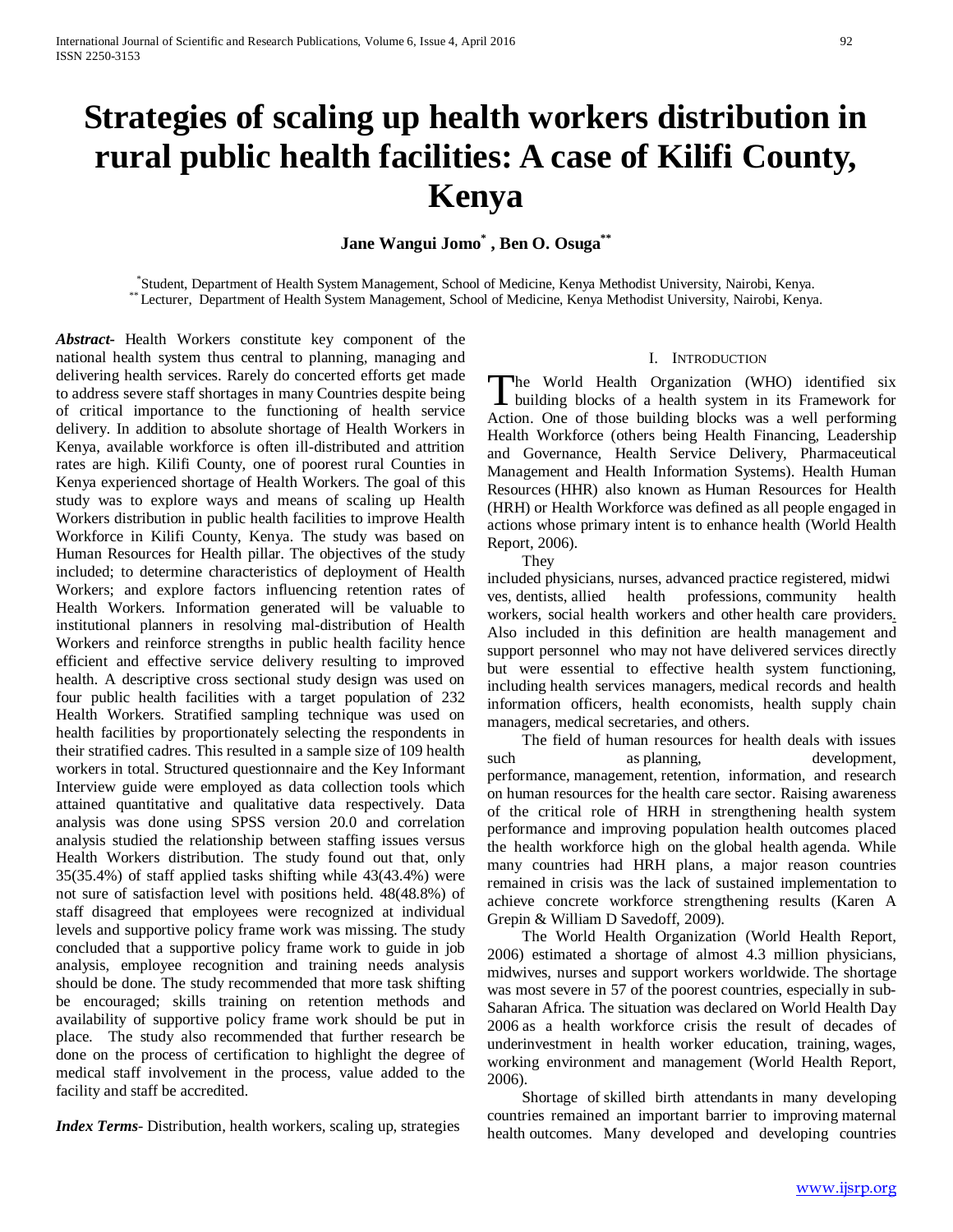# Strategies of scaling up health workers distribution in rural public health facilities: A case of Kilifi County, Kenya

**Jane Wangui Jomo[*], Ben O. Osuga[**]**

[*]Student, Department of Health System Management, School of Medicine, Kenya Methodist University, Nairobi, Kenya.
[**] Lecturer, Department of Health System Management, School of Medicine, Kenya Methodist University, Nairobi, Kenya.

***Abstract***- Health Workers constitute key component of the national health system thus central to planning, managing and delivering health services. Rarely do concerted efforts get made to address severe staff shortages in many Countries despite being of critical importance to the functioning of health service delivery. In addition to absolute shortage of Health Workers in Kenya, available workforce is often ill-distributed and attrition rates are high. Kilifi County, one of poorest rural Counties in Kenya experienced shortage of Health Workers. The goal of this study was to explore ways and means of scaling up Health Workers distribution in public health facilities to improve Health Workforce in Kilifi County, Kenya. The study was based on Human Resources for Health pillar. The objectives of the study included; to determine characteristics of deployment of Health Workers; and explore factors influencing retention rates of Health Workers. Information generated will be valuable to institutional planners in resolving mal-distribution of Health Workers and reinforce strengths in public health facility hence efficient and effective service delivery resulting to improved health. A descriptive cross sectional study design was used on four public health facilities with a target population of 232 Health Workers. Stratified sampling technique was used on health facilities by proportionately selecting the respondents in their stratified cadres. This resulted in a sample size of 109 health workers in total. Structured questionnaire and the Key Informant Interview guide were employed as data collection tools which attained quantitative and qualitative data respectively. Data analysis was done using SPSS version 20.0 and correlation analysis studied the relationship between staffing issues versus Health Workers distribution. The study found out that, only 35(35.4%) of staff applied tasks shifting while 43(43.4%) were not sure of satisfaction level with positions held. 48(48.8%) of staff disagreed that employees were recognized at individual levels and supportive policy frame work was missing. The study concluded that a supportive policy frame work to guide in job analysis, employee recognition and training needs analysis should be done. The study recommended that more task shifting be encouraged; skills training on retention methods and availability of supportive policy frame work should be put in place. The study also recommended that further research be done on the process of certification to highlight the degree of medical staff involvement in the process, value added to the facility and staff be accredited.

***Index Terms***- Distribution, health workers, scaling up, strategies

## I. Introduction

The World Health Organization (WHO) identified six building blocks of a health system in its Framework for Action. One of those building blocks was a well performing Health Workforce (others being Health Financing, Leadership and Governance, Health Service Delivery, Pharmaceutical Management and Health Information Systems). Health Human Resources (HHR) also known as Human Resources for Health (HRH) or Health Workforce was defined as all people engaged in actions whose primary intent is to enhance health (World Health Report, 2006).

They included physicians, nurses, advanced practice registered, midwives, dentists, allied health professions, community health workers, social health workers and other health care providers. Also included in this definition are health management and support personnel who may not have delivered services directly but were essential to effective health system functioning, including health services managers, medical records and health information officers, health economists, health supply chain managers, medical secretaries, and others.

The field of human resources for health deals with issues such as planning, development, performance, management, retention, information, and research on human resources for the health care sector. Raising awareness of the critical role of HRH in strengthening health system performance and improving population health outcomes placed the health workforce high on the global health agenda. While many countries had HRH plans, a major reason countries remained in crisis was the lack of sustained implementation to achieve concrete workforce strengthening results (Karen A Grepin & William D Savedoff, 2009).

The World Health Organization (World Health Report, 2006) estimated a shortage of almost 4.3 million physicians, midwives, nurses and support workers worldwide. The shortage was most severe in 57 of the poorest countries, especially in sub-Saharan Africa. The situation was declared on World Health Day 2006 as a health workforce crisis the result of decades of underinvestment in health worker education, training, wages, working environment and management (World Health Report, 2006).

Shortage of skilled birth attendants in many developing countries remained an important barrier to improving maternal health outcomes. Many developed and developing countries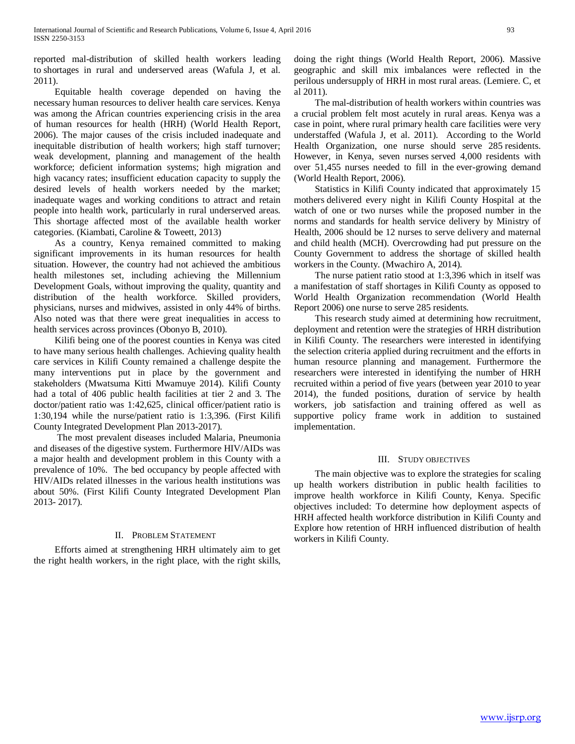reported mal-distribution of skilled health workers leading to shortages in rural and underserved areas (Wafula J, et al. 2011).

Equitable health coverage depended on having the necessary human resources to deliver health care services. Kenya was among the African countries experiencing crisis in the area of human resources for health (HRH) (World Health Report, 2006). The major causes of the crisis included inadequate and inequitable distribution of health workers; high staff turnover; weak development, planning and management of the health workforce; deficient information systems; high migration and high vacancy rates; insufficient education capacity to supply the desired levels of health workers needed by the market; inadequate wages and working conditions to attract and retain people into health work, particularly in rural underserved areas. This shortage affected most of the available health worker categories. (Kiambati, Caroline & Toweett, 2013)

As a country, Kenya remained committed to making significant improvements in its human resources for health situation. However, the country had not achieved the ambitious health milestones set, including achieving the Millennium Development Goals, without improving the quality, quantity and distribution of the health workforce. Skilled providers, physicians, nurses and midwives, assisted in only 44% of births. Also noted was that there were great inequalities in access to health services across provinces (Obonyo B, 2010).

Kilifi being one of the poorest counties in Kenya was cited to have many serious health challenges. Achieving quality health care services in Kilifi County remained a challenge despite the many interventions put in place by the government and stakeholders (Mwatsuma Kitti Mwamuye 2014). Kilifi County had a total of 406 public health facilities at tier 2 and 3. The doctor/patient ratio was 1:42,625, clinical officer/patient ratio is 1:30,194 while the nurse/patient ratio is 1:3,396. (First Kilifi County Integrated Development Plan 2013-2017).

The most prevalent diseases included Malaria, Pneumonia and diseases of the digestive system. Furthermore HIV/AIDs was a major health and development problem in this County with a prevalence of 10%. The bed occupancy by people affected with HIV/AIDs related illnesses in the various health institutions was about 50%. (First Kilifi County Integrated Development Plan 2013- 2017).

## II. Problem Statement

Efforts aimed at strengthening HRH ultimately aim to get the right health workers, in the right place, with the right skills, doing the right things (World Health Report, 2006). Massive geographic and skill mix imbalances were reflected in the perilous undersupply of HRH in most rural areas. (Lemiere. C, et al 2011).

The mal-distribution of health workers within countries was a crucial problem felt most acutely in rural areas. Kenya was a case in point, where rural primary health care facilities were very understaffed (Wafula J, et al. 2011). According to the World Health Organization, one nurse should serve 285 residents. However, in Kenya, seven nurses served 4,000 residents with over 51,455 nurses needed to fill in the ever-growing demand (World Health Report, 2006).

Statistics in Kilifi County indicated that approximately 15 mothers delivered every night in Kilifi County Hospital at the watch of one or two nurses while the proposed number in the norms and standards for health service delivery by Ministry of Health, 2006 should be 12 nurses to serve delivery and maternal and child health (MCH). Overcrowding had put pressure on the County Government to address the shortage of skilled health workers in the County. (Mwachiro A, 2014).

The nurse patient ratio stood at 1:3,396 which in itself was a manifestation of staff shortages in Kilifi County as opposed to World Health Organization recommendation (World Health Report 2006) one nurse to serve 285 residents.

This research study aimed at determining how recruitment, deployment and retention were the strategies of HRH distribution in Kilifi County. The researchers were interested in identifying the selection criteria applied during recruitment and the efforts in human resource planning and management. Furthermore the researchers were interested in identifying the number of HRH recruited within a period of five years (between year 2010 to year 2014), the funded positions, duration of service by health workers, job satisfaction and training offered as well as supportive policy frame work in addition to sustained implementation.

## III. Study Objectives

The main objective was to explore the strategies for scaling up health workers distribution in public health facilities to improve health workforce in Kilifi County, Kenya. Specific objectives included: To determine how deployment aspects of HRH affected health workforce distribution in Kilifi County and Explore how retention of HRH influenced distribution of health workers in Kilifi County.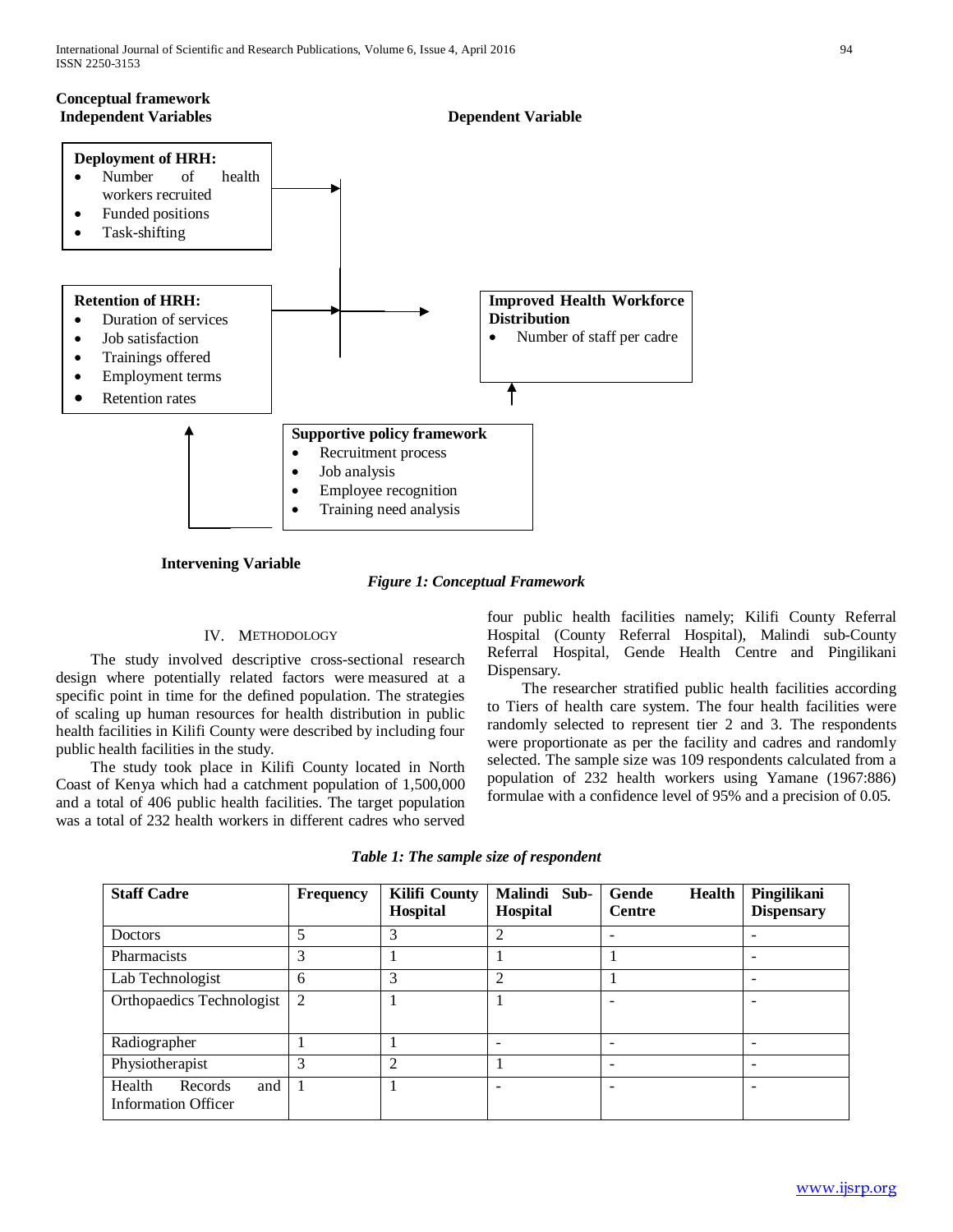**Conceptual framework**

**Independent Variables**

**Dependent Variable**

**Deployment of HRH:**
- Number of health workers recruited
- Funded positions
- Task-shifting

**Retention of HRH:**
- Duration of services
- Job satisfaction
- Trainings offered
- Employment terms
- Retention rates

**Improved Health Workforce Distribution**
- Number of staff per cadre

**Supportive policy framework**
- Recruitment process
- Job analysis
- Employee recognition
- Training need analysis

**Intervening Variable**

*Figure 1: Conceptual Framework*

## IV. Methodology

The study involved descriptive cross-sectional research design where potentially related factors were measured at a specific point in time for the defined population. The strategies of scaling up human resources for health distribution in public health facilities in Kilifi County were described by including four public health facilities in the study.

The study took place in Kilifi County located in North Coast of Kenya which had a catchment population of 1,500,000 and a total of 406 public health facilities. The target population was a total of 232 health workers in different cadres who served four public health facilities namely; Kilifi County Referral Hospital (County Referral Hospital), Malindi sub-County Referral Hospital, Gende Health Centre and Pingilikani Dispensary.

The researcher stratified public health facilities according to Tiers of health care system. The four health facilities were randomly selected to represent tier 2 and 3. The respondents were proportionate as per the facility and cadres and randomly selected. The sample size was 109 respondents calculated from a population of 232 health workers using Yamane (1967:886) formulae with a confidence level of 95% and a precision of 0.05.

*Table 1: The sample size of respondent*

| Staff Cadre | Frequency | Kilifi County Hospital | Malindi Sub-Hospital | Gende Health Centre | Pingilikani Dispensary |
|---|---|---|---|---|---|
| Doctors | 5 | 3 | 2 | - | - |
| Pharmacists | 3 | 1 | 1 | 1 | - |
| Lab Technologist | 6 | 3 | 2 | 1 | - |
| Orthopaedics Technologist | 2 | 1 | 1 | - | - |
| Radiographer | 1 | 1 | - | - | - |
| Physiotherapist | 3 | 2 | 1 | - | - |
| Health Records and Information Officer | 1 | 1 | - | - | - |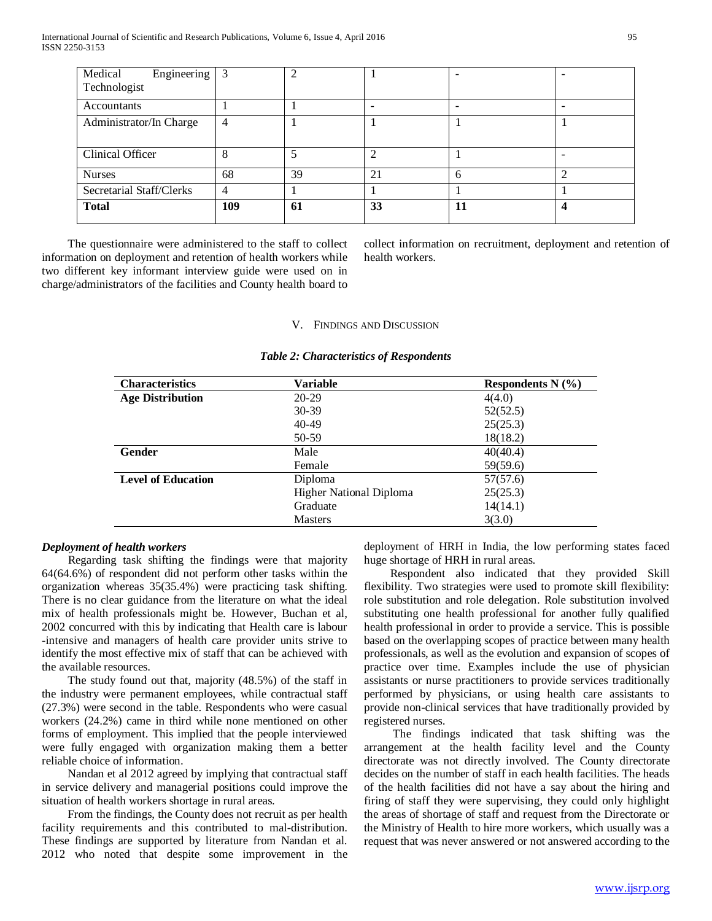| Medical Engineering Technologist | 3 | 2 | 1 | - | - |
|---|---|---|---|---|---|
| Accountants | 1 | 1 | - | - | - |
| Administrator/In Charge | 4 | 1 | 1 | 1 | 1 |
| Clinical Officer | 8 | 5 | 2 | 1 | - |
| Nurses | 68 | 39 | 21 | 6 | 2 |
| Secretarial Staff/Clerks | 4 | 1 | 1 | 1 | 1 |
| **Total** | **109** | **61** | **33** | **11** | **4** |

The questionnaire were administered to the staff to collect information on deployment and retention of health workers while two different key informant interview guide were used on in charge/administrators of the facilities and County health board to collect information on recruitment, deployment and retention of health workers.

## V. Findings and Discussion

***Table 2: Characteristics of Respondents***

| Characteristics | Variable | Respondents N (%) |
|---|---|---|
| **Age Distribution** | 20-29 | 4(4.0) |
| | 30-39 | 52(52.5) |
| | 40-49 | 25(25.3) |
| | 50-59 | 18(18.2) |
| **Gender** | Male | 40(40.4) |
| | Female | 59(59.6) |
| **Level of Education** | Diploma | 57(57.6) |
| | Higher National Diploma | 25(25.3) |
| | Graduate | 14(14.1) |
| | Masters | 3(3.0) |

***Deployment of health workers***

Regarding task shifting the findings were that majority 64(64.6%) of respondent did not perform other tasks within the organization whereas 35(35.4%) were practicing task shifting. There is no clear guidance from the literature on what the ideal mix of health professionals might be. However, Buchan et al, 2002 concurred with this by indicating that Health care is labour -intensive and managers of health care provider units strive to identify the most effective mix of staff that can be achieved with the available resources.

The study found out that, majority (48.5%) of the staff in the industry were permanent employees, while contractual staff (27.3%) were second in the table. Respondents who were casual workers (24.2%) came in third while none mentioned on other forms of employment. This implied that the people interviewed were fully engaged with organization making them a better reliable choice of information.

Nandan et al 2012 agreed by implying that contractual staff in service delivery and managerial positions could improve the situation of health workers shortage in rural areas.

From the findings, the County does not recruit as per health facility requirements and this contributed to mal-distribution. These findings are supported by literature from Nandan et al. 2012 who noted that despite some improvement in the deployment of HRH in India, the low performing states faced huge shortage of HRH in rural areas.

Respondent also indicated that they provided Skill flexibility. Two strategies were used to promote skill flexibility: role substitution and role delegation. Role substitution involved substituting one health professional for another fully qualified health professional in order to provide a service. This is possible based on the overlapping scopes of practice between many health professionals, as well as the evolution and expansion of scopes of practice over time. Examples include the use of physician assistants or nurse practitioners to provide services traditionally performed by physicians, or using health care assistants to provide non-clinical services that have traditionally provided by registered nurses.

The findings indicated that task shifting was the arrangement at the health facility level and the County directorate was not directly involved. The County directorate decides on the number of staff in each health facilities. The heads of the health facilities did not have a say about the hiring and firing of staff they were supervising, they could only highlight the areas of shortage of staff and request from the Directorate or the Ministry of Health to hire more workers, which usually was a request that was never answered or not answered according to the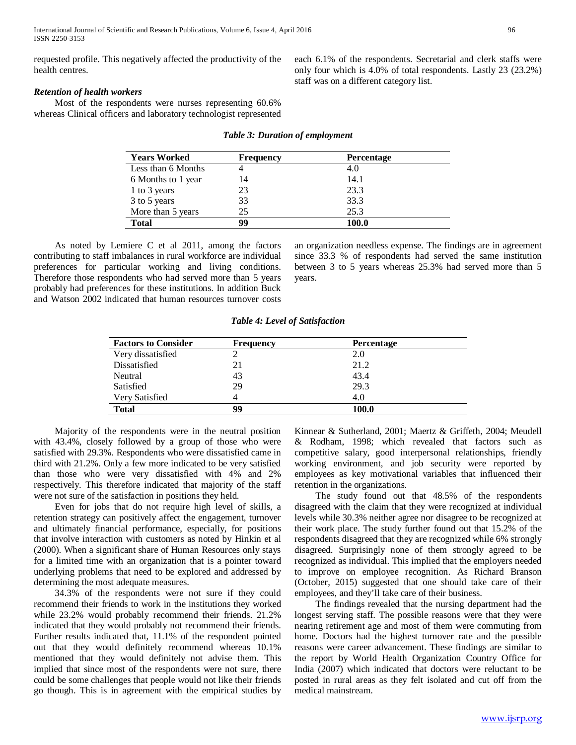requested profile. This negatively affected the productivity of the health centres.

### *Retention of health workers*

Most of the respondents were nurses representing 60.6% whereas Clinical officers and laboratory technologist represented each 6.1% of the respondents. Secretarial and clerk staffs were only four which is 4.0% of total respondents. Lastly 23 (23.2%) staff was on a different category list.

*Table 3: Duration of employment*

| Years Worked | Frequency | Percentage |
|---|---|---|
| Less than 6 Months | 4 | 4.0 |
| 6 Months to 1 year | 14 | 14.1 |
| 1 to 3 years | 23 | 23.3 |
| 3 to 5 years | 33 | 33.3 |
| More than 5 years | 25 | 25.3 |
| **Total** | **99** | **100.0** |

As noted by Lemiere C et al 2011, among the factors contributing to staff imbalances in rural workforce are individual preferences for particular working and living conditions. Therefore those respondents who had served more than 5 years probably had preferences for these institutions. In addition Buck and Watson 2002 indicated that human resources turnover costs an organization needless expense. The findings are in agreement since 33.3 % of respondents had served the same institution between 3 to 5 years whereas 25.3% had served more than 5 years.

*Table 4: Level of Satisfaction*

| Factors to Consider | Frequency | Percentage |
|---|---|---|
| Very dissatisfied | 2 | 2.0 |
| Dissatisfied | 21 | 21.2 |
| Neutral | 43 | 43.4 |
| Satisfied | 29 | 29.3 |
| Very Satisfied | 4 | 4.0 |
| **Total** | **99** | **100.0** |

Majority of the respondents were in the neutral position with 43.4%, closely followed by a group of those who were satisfied with 29.3%. Respondents who were dissatisfied came in third with 21.2%. Only a few more indicated to be very satisfied than those who were very dissatisfied with 4% and 2% respectively. This therefore indicated that majority of the staff were not sure of the satisfaction in positions they held.

Even for jobs that do not require high level of skills, a retention strategy can positively affect the engagement, turnover and ultimately financial performance, especially, for positions that involve interaction with customers as noted by Hinkin et al (2000). When a significant share of Human Resources only stays for a limited time with an organization that is a pointer toward underlying problems that need to be explored and addressed by determining the most adequate measures.

34.3% of the respondents were not sure if they could recommend their friends to work in the institutions they worked while 23.2% would probably recommend their friends. 21.2% indicated that they would probably not recommend their friends. Further results indicated that, 11.1% of the respondent pointed out that they would definitely recommend whereas 10.1% mentioned that they would definitely not advise them. This implied that since most of the respondents were not sure, there could be some challenges that people would not like their friends go though. This is in agreement with the empirical studies by Kinnear & Sutherland, 2001; Maertz & Griffeth, 2004; Meudell & Rodham, 1998; which revealed that factors such as competitive salary, good interpersonal relationships, friendly working environment, and job security were reported by employees as key motivational variables that influenced their retention in the organizations.

The study found out that 48.5% of the respondents disagreed with the claim that they were recognized at individual levels while 30.3% neither agree nor disagree to be recognized at their work place. The study further found out that 15.2% of the respondents disagreed that they are recognized while 6% strongly disagreed. Surprisingly none of them strongly agreed to be recognized as individual. This implied that the employers needed to improve on employee recognition. As Richard Branson (October, 2015) suggested that one should take care of their employees, and they'll take care of their business.

The findings revealed that the nursing department had the longest serving staff. The possible reasons were that they were nearing retirement age and most of them were commuting from home. Doctors had the highest turnover rate and the possible reasons were career advancement. These findings are similar to the report by World Health Organization Country Office for India (2007) which indicated that doctors were reluctant to be posted in rural areas as they felt isolated and cut off from the medical mainstream.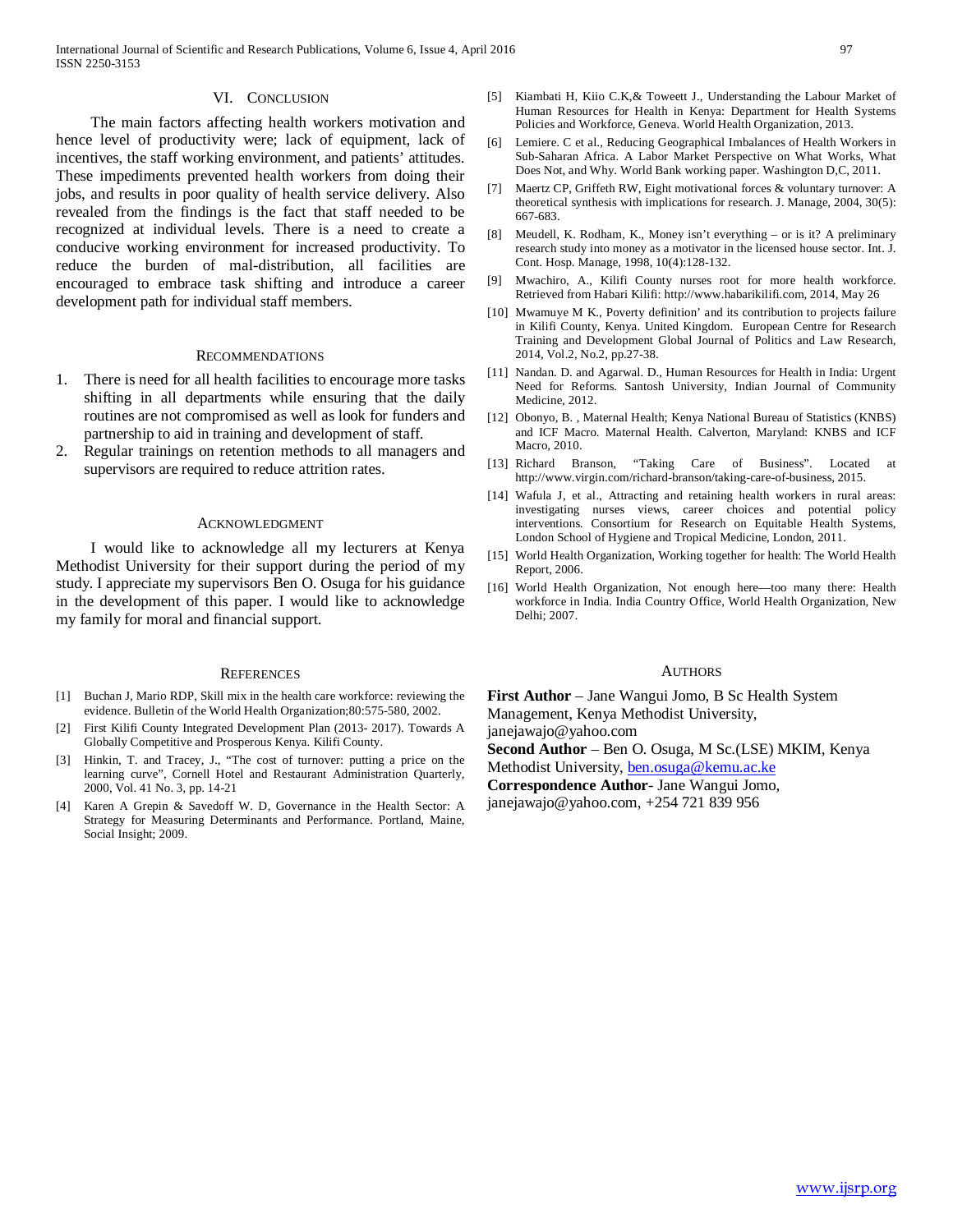## VI. Conclusion

The main factors affecting health workers motivation and hence level of productivity were; lack of equipment, lack of incentives, the staff working environment, and patients' attitudes. These impediments prevented health workers from doing their jobs, and results in poor quality of health service delivery. Also revealed from the findings is the fact that staff needed to be recognized at individual levels. There is a need to create a conducive working environment for increased productivity. To reduce the burden of mal-distribution, all facilities are encouraged to embrace task shifting and introduce a career development path for individual staff members.

### Recommendations

1. There is need for all health facilities to encourage more tasks shifting in all departments while ensuring that the daily routines are not compromised as well as look for funders and partnership to aid in training and development of staff.
2. Regular trainings on retention methods to all managers and supervisors are required to reduce attrition rates.

### Acknowledgment

I would like to acknowledge all my lecturers at Kenya Methodist University for their support during the period of my study. I appreciate my supervisors Ben O. Osuga for his guidance in the development of this paper. I would like to acknowledge my family for moral and financial support.

### References

[1] Buchan J, Mario RDP, Skill mix in the health care workforce: reviewing the evidence. Bulletin of the World Health Organization;80:575-580, 2002.

[2] First Kilifi County Integrated Development Plan (2013- 2017). Towards A Globally Competitive and Prosperous Kenya. Kilifi County.

[3] Hinkin, T. and Tracey, J., "The cost of turnover: putting a price on the learning curve", Cornell Hotel and Restaurant Administration Quarterly, 2000, Vol. 41 No. 3, pp. 14-21

[4] Karen A Grepin & Savedoff W. D, Governance in the Health Sector: A Strategy for Measuring Determinants and Performance. Portland, Maine, Social Insight; 2009.

[5] Kiambati H, Kiio C.K,& Toweett J., Understanding the Labour Market of Human Resources for Health in Kenya: Department for Health Systems Policies and Workforce, Geneva. World Health Organization, 2013.

[6] Lemiere. C et al., Reducing Geographical Imbalances of Health Workers in Sub-Saharan Africa. A Labor Market Perspective on What Works, What Does Not, and Why. World Bank working paper. Washington D,C, 2011.

[7] Maertz CP, Griffeth RW, Eight motivational forces & voluntary turnover: A theoretical synthesis with implications for research. J. Manage, 2004, 30(5): 667-683.

[8] Meudell, K. Rodham, K., Money isn't everything – or is it? A preliminary research study into money as a motivator in the licensed house sector. Int. J. Cont. Hosp. Manage, 1998, 10(4):128-132.

[9] Mwachiro, A., Kilifi County nurses root for more health workforce. Retrieved from Habari Kilifi: http://www.habarikilifi.com, 2014, May 26

[10] Mwamuye M K., Poverty definition' and its contribution to projects failure in Kilifi County, Kenya. United Kingdom. European Centre for Research Training and Development Global Journal of Politics and Law Research, 2014, Vol.2, No.2, pp.27-38.

[11] Nandan. D. and Agarwal. D., Human Resources for Health in India: Urgent Need for Reforms. Santosh University, Indian Journal of Community Medicine, 2012.

[12] Obonyo, B. , Maternal Health; Kenya National Bureau of Statistics (KNBS) and ICF Macro. Maternal Health. Calverton, Maryland: KNBS and ICF Macro, 2010.

[13] Richard Branson, "Taking Care of Business". Located at http://www.virgin.com/richard-branson/taking-care-of-business, 2015.

[14] Wafula J, et al., Attracting and retaining health workers in rural areas: investigating nurses views, career choices and potential policy interventions. Consortium for Research on Equitable Health Systems, London School of Hygiene and Tropical Medicine, London, 2011.

[15] World Health Organization, Working together for health: The World Health Report, 2006.

[16] World Health Organization, Not enough here—too many there: Health workforce in India. India Country Office, World Health Organization, New Delhi; 2007.

### Authors

**First Author** – Jane Wangui Jomo, B Sc Health System Management, Kenya Methodist University, janejawajo@yahoo.com

**Second Author** – Ben O. Osuga, M Sc.(LSE) MKIM, Kenya Methodist University, ben.osuga@kemu.ac.ke

**Correspondence Author**- Jane Wangui Jomo, janejawajo@yahoo.com, +254 721 839 956